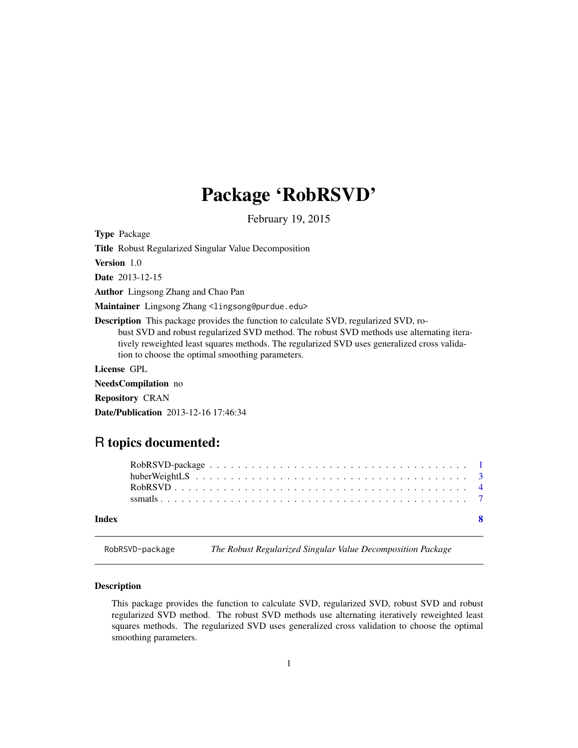# Package 'RobRSVD'

February 19, 2015

**Type** Package

**Title** Robust Regularized Singular Value Decomposition

**Version** 1.0

**Date** 2013-12-15

**Author** Lingsong Zhang and Chao Pan

**Maintainer** Lingsong Zhang <lingsong@purdue.edu>

**Description** This package provides the function to calculate SVD, regularized SVD, robust SVD and robust regularized SVD method. The robust SVD methods use alternating iteratively reweighted least squares methods. The regularized SVD uses generalized cross validation to choose the optimal smoothing parameters.

**License** GPL

**NeedsCompilation** no

**Repository** CRAN

**Date/Publication** 2013-12-16 17:46:34

## R topics documented:

- RobRSVD-package . . . . . . . . . . . . . . . . . . . . . . . . . . . . . . . . . . . . 1
- huberWeightLS . . . . . . . . . . . . . . . . . . . . . . . . . . . . . . . . . . . . . . 3
- RobRSVD . . . . . . . . . . . . . . . . . . . . . . . . . . . . . . . . . . . . . . . . . 4
- ssmatls . . . . . . . . . . . . . . . . . . . . . . . . . . . . . . . . . . . . . . . . . . 7

**Index** 8

---

`RobRSVD-package` *The Robust Regularized Singular Value Decomposition Package*

---

### Description

This package provides the function to calculate SVD, regularized SVD, robust SVD and robust regularized SVD method. The robust SVD methods use alternating iteratively reweighted least squares methods. The regularized SVD uses generalized cross validation to choose the optimal smoothing parameters.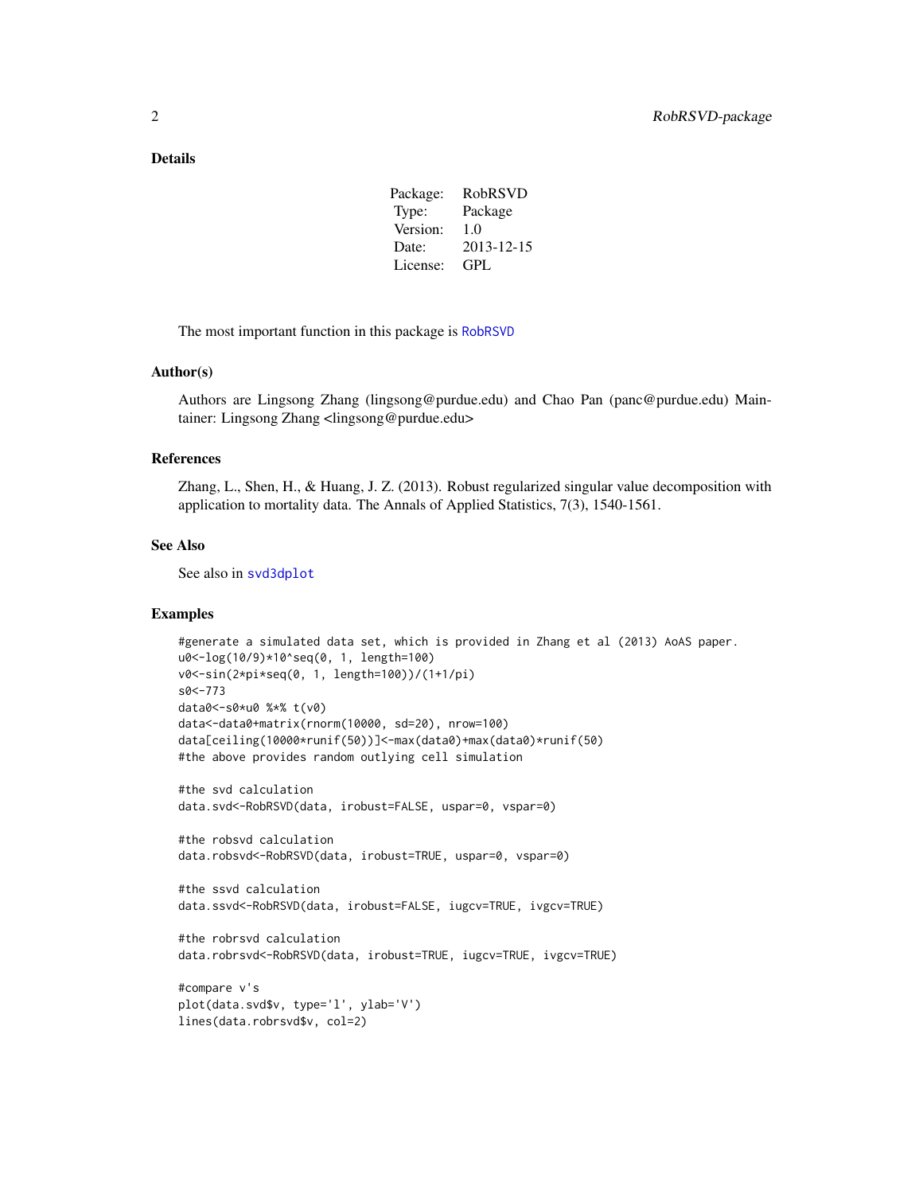## Details

| Package: | RobRSVD |
|---|---|
| Type: | Package |
| Version: | 1.0 |
| Date: | 2013-12-15 |
| License: | GPL |

The most important function in this package is `RobRSVD`

## Author(s)

Authors are Lingsong Zhang (lingsong@purdue.edu) and Chao Pan (panc@purdue.edu) Maintainer: Lingsong Zhang <lingsong@purdue.edu>

## References

Zhang, L., Shen, H., & Huang, J. Z. (2013). Robust regularized singular value decomposition with application to mortality data. The Annals of Applied Statistics, 7(3), 1540-1561.

## See Also

See also in `svd3dplot`

## Examples

```
#generate a simulated data set, which is provided in Zhang et al (2013) AoAS paper.
u0<-log(10/9)*10^seq(0, 1, length=100)
v0<-sin(2*pi*seq(0, 1, length=100))/(1+1/pi)
s0<-773
data0<-s0*u0 %*% t(v0)
data<-data0+matrix(rnorm(10000, sd=20), nrow=100)
data[ceiling(10000*runif(50))]<-max(data0)+max(data0)*runif(50)
#the above provides random outlying cell simulation

#the svd calculation
data.svd<-RobRSVD(data, irobust=FALSE, uspar=0, vspar=0)

#the robsvd calculation
data.robsvd<-RobRSVD(data, irobust=TRUE, uspar=0, vspar=0)

#the ssvd calculation
data.ssvd<-RobRSVD(data, irobust=FALSE, iugcv=TRUE, ivgcv=TRUE)

#the robrsvd calculation
data.robrsvd<-RobRSVD(data, irobust=TRUE, iugcv=TRUE, ivgcv=TRUE)

#compare v's
plot(data.svd$v, type='l', ylab='V')
lines(data.robrsvd$v, col=2)
```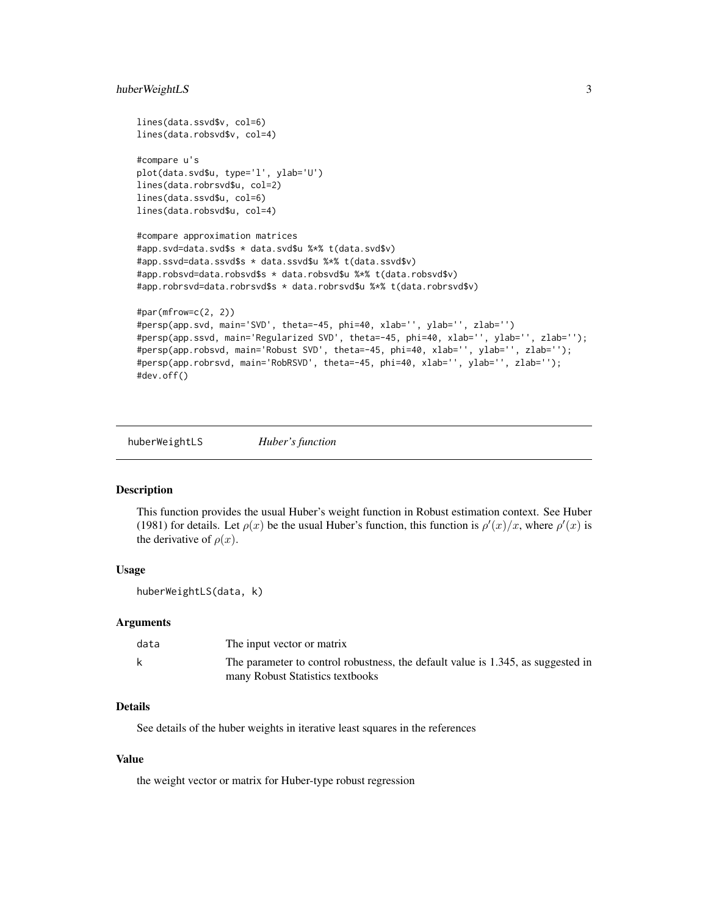```
lines(data.ssvd$v, col=6)
lines(data.robsvd$v, col=4)

#compare u's
plot(data.svd$u, type='l', ylab='U')
lines(data.robrsvd$u, col=2)
lines(data.ssvd$u, col=6)
lines(data.robsvd$u, col=4)

#compare approximation matrices
#app.svd=data.svd$s * data.svd$u %*% t(data.svd$v)
#app.ssvd=data.ssvd$s * data.ssvd$u %*% t(data.ssvd$v)
#app.robsvd=data.robsvd$s * data.robsvd$u %*% t(data.robsvd$v)
#app.robrsvd=data.robrsvd$s * data.robrsvd$u %*% t(data.robrsvd$v)

#par(mfrow=c(2, 2))
#persp(app.svd, main='SVD', theta=-45, phi=40, xlab='', ylab='', zlab='')
#persp(app.ssvd, main='Regularized SVD', theta=-45, phi=40, xlab='', ylab='', zlab='');
#persp(app.robsvd, main='Robust SVD', theta=-45, phi=40, xlab='', ylab='', zlab='');
#persp(app.robrsvd, main='RobRSVD', theta=-45, phi=40, xlab='', ylab='', zlab='');
#dev.off()
```

---

## huberWeightLS — *Huber's function*

### Description

This function provides the usual Huber's weight function in Robust estimation context. See Huber (1981) for details. Let $\rho(x)$ be the usual Huber's function, this function is $\rho'(x)/x$, where $\rho'(x)$ is the derivative of $\rho(x)$.

### Usage

```
huberWeightLS(data, k)
```

### Arguments

| | |
|---|---|
| data | The input vector or matrix |
| k | The parameter to control robustness, the default value is 1.345, as suggested in many Robust Statistics textbooks |

### Details

See details of the huber weights in iterative least squares in the references

### Value

the weight vector or matrix for Huber-type robust regression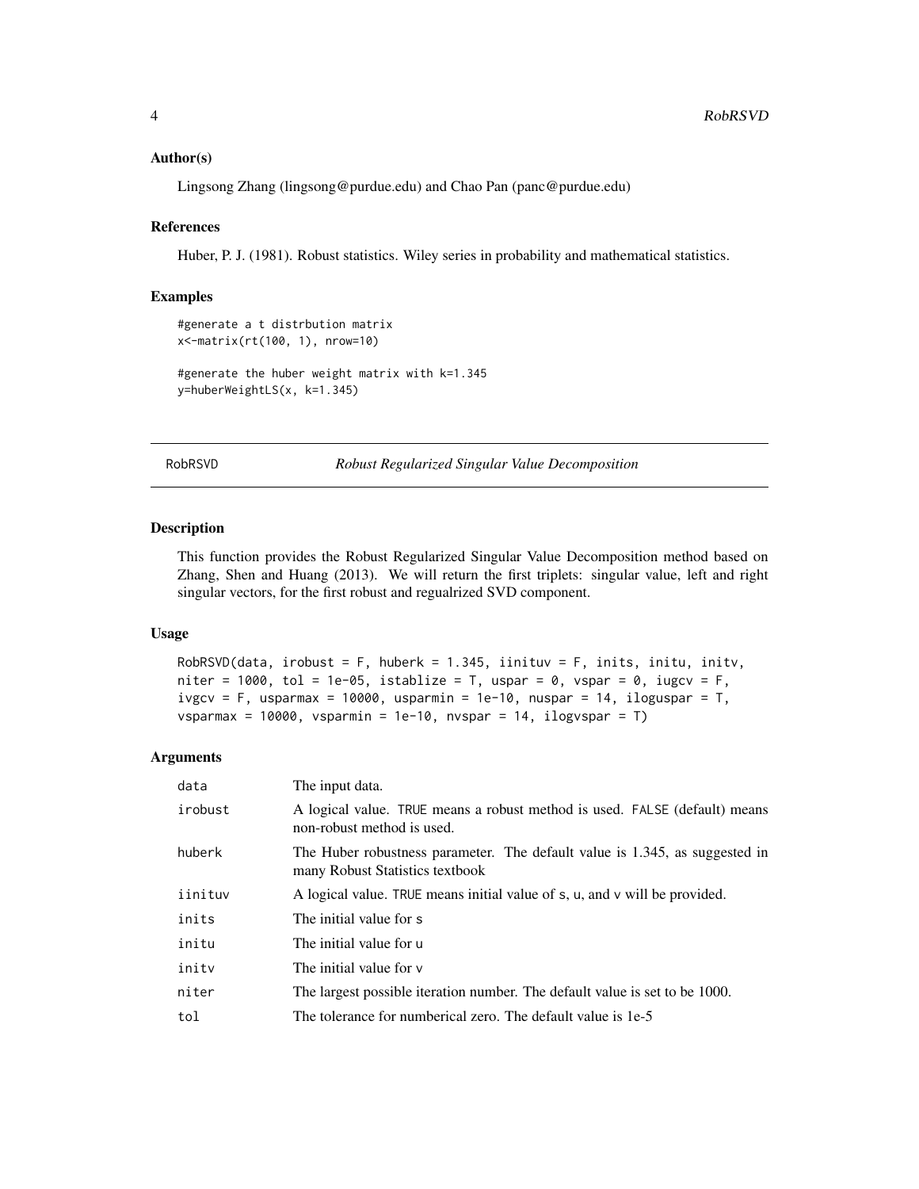### Author(s)

Lingsong Zhang (lingsong@purdue.edu) and Chao Pan (panc@purdue.edu)

### References

Huber, P. J. (1981). Robust statistics. Wiley series in probability and mathematical statistics.

### Examples

```
#generate a t distrbution matrix
x<-matrix(rt(100, 1), nrow=10)

#generate the huber weight matrix with k=1.345
y=huberWeightLS(x, k=1.345)
```

---

## RobRSVD — *Robust Regularized Singular Value Decomposition*

---

### Description

This function provides the Robust Regularized Singular Value Decomposition method based on Zhang, Shen and Huang (2013). We will return the first triplets: singular value, left and right singular vectors, for the first robust and regualrized SVD component.

### Usage

```
RobRSVD(data, irobust = F, huberk = 1.345, iinituv = F, inits, initu, initv,
niter = 1000, tol = 1e-05, istablize = T, uspar = 0, vspar = 0, iugcv = F,
ivgcv = F, usparmax = 10000, usparmin = 1e-10, nuspar = 14, iloguspar = T,
vsparmax = 10000, vsparmin = 1e-10, nvspar = 14, ilogvspar = T)
```

### Arguments

| | |
|---|---|
| data | The input data. |
| irobust | A logical value. TRUE means a robust method is used. FALSE (default) means non-robust method is used. |
| huberk | The Huber robustness parameter. The default value is 1.345, as suggested in many Robust Statistics textbook |
| iinituv | A logical value. TRUE means initial value of s, u, and v will be provided. |
| inits | The initial value for s |
| initu | The initial value for u |
| initv | The initial value for v |
| niter | The largest possible iteration number. The default value is set to be 1000. |
| tol | The tolerance for numberical zero. The default value is 1e-5 |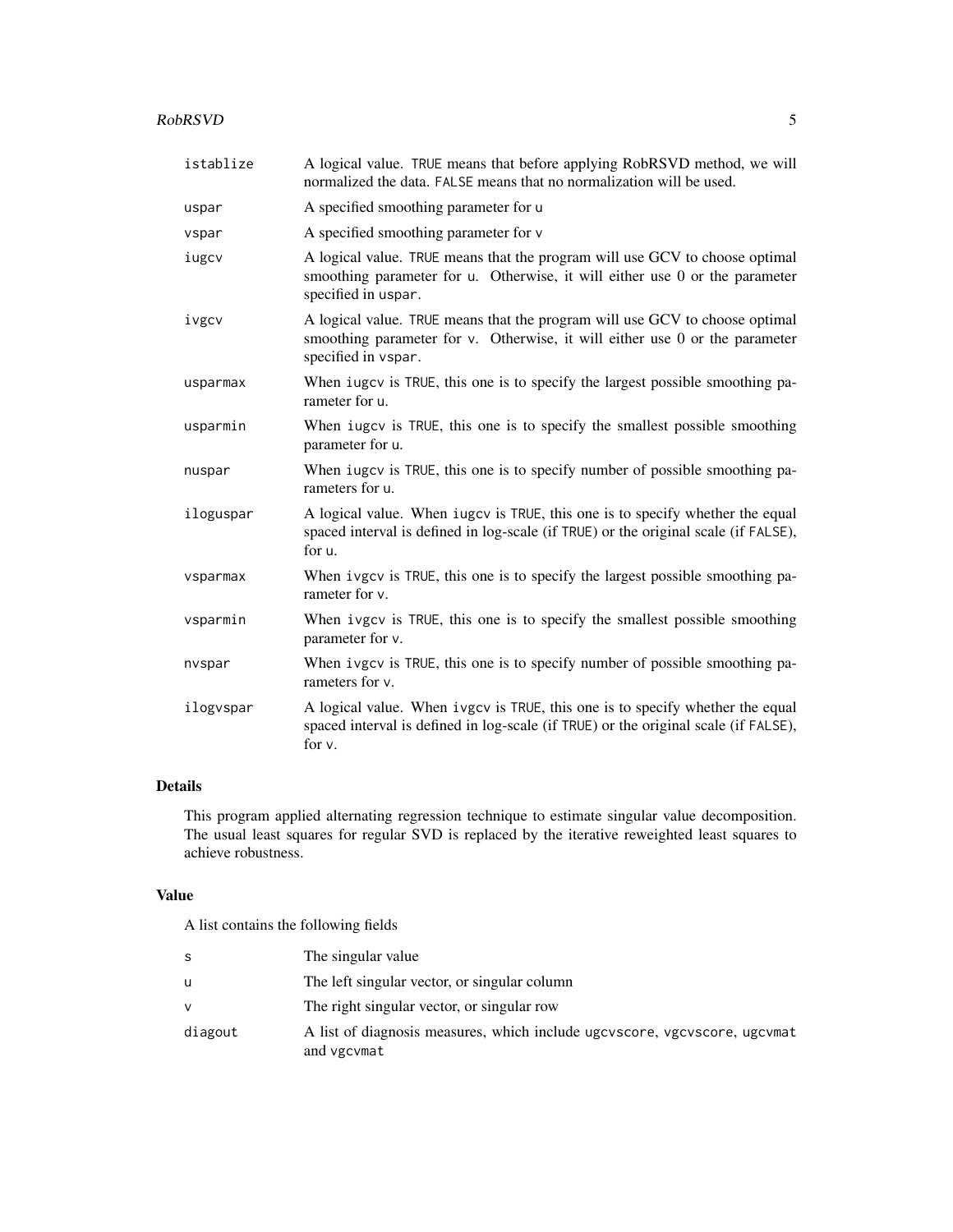| | |
|---|---|
| `istablize` | A logical value. `TRUE` means that before applying RobRSVD method, we will normalized the data. `FALSE` means that no normalization will be used. |
| `uspar` | A specified smoothing parameter for `u` |
| `vspar` | A specified smoothing parameter for `v` |
| `iugcv` | A logical value. `TRUE` means that the program will use GCV to choose optimal smoothing parameter for `u`. Otherwise, it will either use 0 or the parameter specified in `uspar`. |
| `ivgcv` | A logical value. `TRUE` means that the program will use GCV to choose optimal smoothing parameter for `v`. Otherwise, it will either use 0 or the parameter specified in `vspar`. |
| `usparmax` | When `iugcv` is `TRUE`, this one is to specify the largest possible smoothing parameter for `u`. |
| `usparmin` | When `iugcv` is `TRUE`, this one is to specify the smallest possible smoothing parameter for `u`. |
| `nuspar` | When `iugcv` is `TRUE`, this one is to specify number of possible smoothing parameters for `u`. |
| `iloguspar` | A logical value. When `iugcv` is `TRUE`, this one is to specify whether the equal spaced interval is defined in log-scale (if `TRUE`) or the original scale (if `FALSE`), for `u`. |
| `vsparmax` | When `ivgcv` is `TRUE`, this one is to specify the largest possible smoothing parameter for `v`. |
| `vsparmin` | When `ivgcv` is `TRUE`, this one is to specify the smallest possible smoothing parameter for `v`. |
| `nvspar` | When `ivgcv` is `TRUE`, this one is to specify number of possible smoothing parameters for `v`. |
| `ilogvspar` | A logical value. When `ivgcv` is `TRUE`, this one is to specify whether the equal spaced interval is defined in log-scale (if `TRUE`) or the original scale (if `FALSE`), for `v`. |

## Details

This program applied alternating regression technique to estimate singular value decomposition. The usual least squares for regular SVD is replaced by the iterative reweighted least squares to achieve robustness.

## Value

A list contains the following fields

| | |
|---|---|
| `s` | The singular value |
| `u` | The left singular vector, or singular column |
| `v` | The right singular vector, or singular row |
| `diagout` | A list of diagnosis measures, which include `ugcvscore`, `vgcvscore`, `ugcvmat` and `vgcvmat` |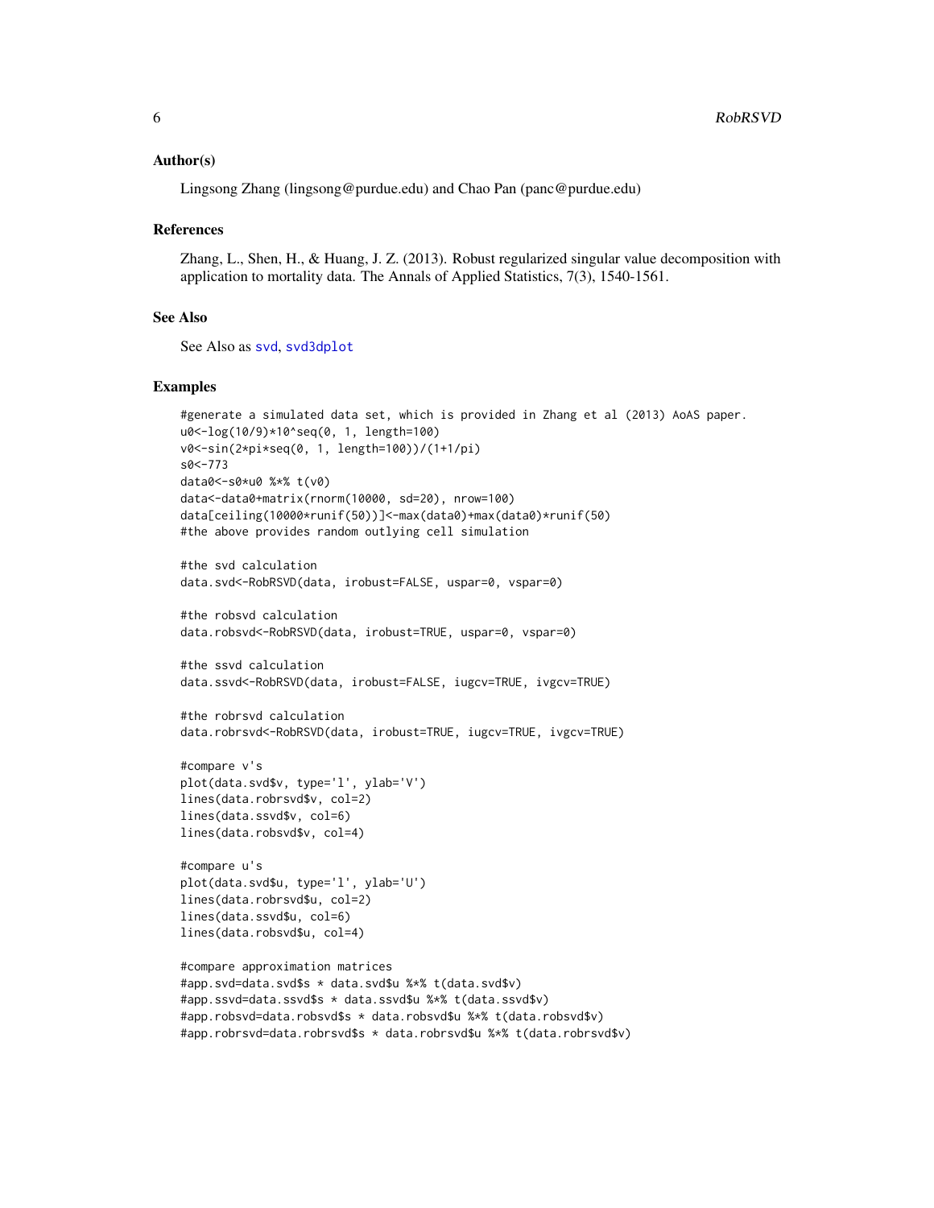### Author(s)

Lingsong Zhang (lingsong@purdue.edu) and Chao Pan (panc@purdue.edu)

### References

Zhang, L., Shen, H., & Huang, J. Z. (2013). Robust regularized singular value decomposition with application to mortality data. The Annals of Applied Statistics, 7(3), 1540-1561.

### See Also

See Also as svd, svd3dplot

### Examples

```
#generate a simulated data set, which is provided in Zhang et al (2013) AoAS paper.
u0<-log(10/9)*10^seq(0, 1, length=100)
v0<-sin(2*pi*seq(0, 1, length=100))/(1+1/pi)
s0<-773
data0<-s0*u0 %*% t(v0)
data<-data0+matrix(rnorm(10000, sd=20), nrow=100)
data[ceiling(10000*runif(50))]<-max(data0)+max(data0)*runif(50)
#the above provides random outlying cell simulation

#the svd calculation
data.svd<-RobRSVD(data, irobust=FALSE, uspar=0, vspar=0)

#the robsvd calculation
data.robsvd<-RobRSVD(data, irobust=TRUE, uspar=0, vspar=0)

#the ssvd calculation
data.ssvd<-RobRSVD(data, irobust=FALSE, iugcv=TRUE, ivgcv=TRUE)

#the robrsvd calculation
data.robrsvd<-RobRSVD(data, irobust=TRUE, iugcv=TRUE, ivgcv=TRUE)

#compare v's
plot(data.svd$v, type='l', ylab='V')
lines(data.robrsvd$v, col=2)
lines(data.ssvd$v, col=6)
lines(data.robsvd$v, col=4)

#compare u's
plot(data.svd$u, type='l', ylab='U')
lines(data.robrsvd$u, col=2)
lines(data.ssvd$u, col=6)
lines(data.robsvd$u, col=4)

#compare approximation matrices
#app.svd=data.svd$s * data.svd$u %*% t(data.svd$v)
#app.ssvd=data.ssvd$s * data.ssvd$u %*% t(data.ssvd$v)
#app.robsvd=data.robsvd$s * data.robsvd$u %*% t(data.robsvd$v)
#app.robrsvd=data.robrsvd$s * data.robrsvd$u %*% t(data.robrsvd$v)
```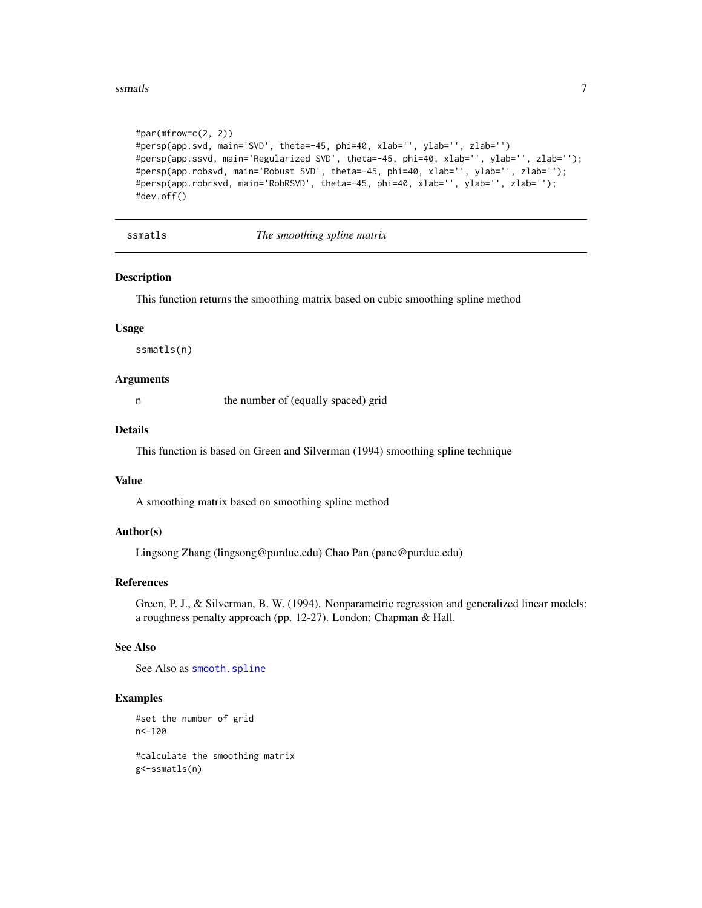```
#par(mfrow=c(2, 2))
#persp(app.svd, main='SVD', theta=-45, phi=40, xlab='', ylab='', zlab='')
#persp(app.ssvd, main='Regularized SVD', theta=-45, phi=40, xlab='', ylab='', zlab='');
#persp(app.robsvd, main='Robust SVD', theta=-45, phi=40, xlab='', ylab='', zlab='');
#persp(app.robrsvd, main='RobRSVD', theta=-45, phi=40, xlab='', ylab='', zlab='');
#dev.off()
```

## ssmatls — *The smoothing spline matrix*

### Description

This function returns the smoothing matrix based on cubic smoothing spline method

### Usage

```
ssmatls(n)
```

### Arguments

| | |
|---|---|
| n | the number of (equally spaced) grid |

### Details

This function is based on Green and Silverman (1994) smoothing spline technique

### Value

A smoothing matrix based on smoothing spline method

### Author(s)

Lingsong Zhang (lingsong@purdue.edu) Chao Pan (panc@purdue.edu)

### References

Green, P. J., & Silverman, B. W. (1994). Nonparametric regression and generalized linear models: a roughness penalty approach (pp. 12-27). London: Chapman & Hall.

### See Also

See Also as `smooth.spline`

### Examples

```
#set the number of grid
n<-100

#calculate the smoothing matrix
g<-ssmatls(n)
```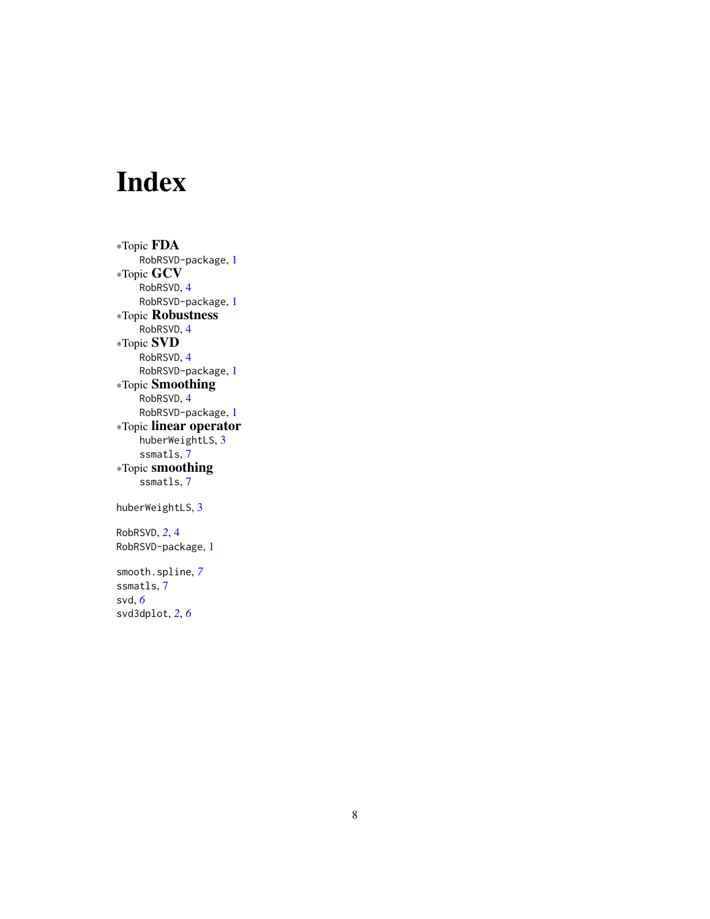# Index

*Topic **FDA**
  RobRSVD-package, 1

*Topic **GCV**
  RobRSVD, 4
  RobRSVD-package, 1

*Topic **Robustness**
  RobRSVD, 4

*Topic **SVD**
  RobRSVD, 4
  RobRSVD-package, 1

*Topic **Smoothing**
  RobRSVD, 4
  RobRSVD-package, 1

*Topic **linear operator**
  huberWeightLS, 3
  ssmatls, 7

*Topic **smoothing**
  ssmatls, 7

huberWeightLS, 3

RobRSVD, *2*, 4
RobRSVD-package, 1

smooth.spline, *7*
ssmatls, 7
svd, *6*
svd3dplot, *2*, *6*